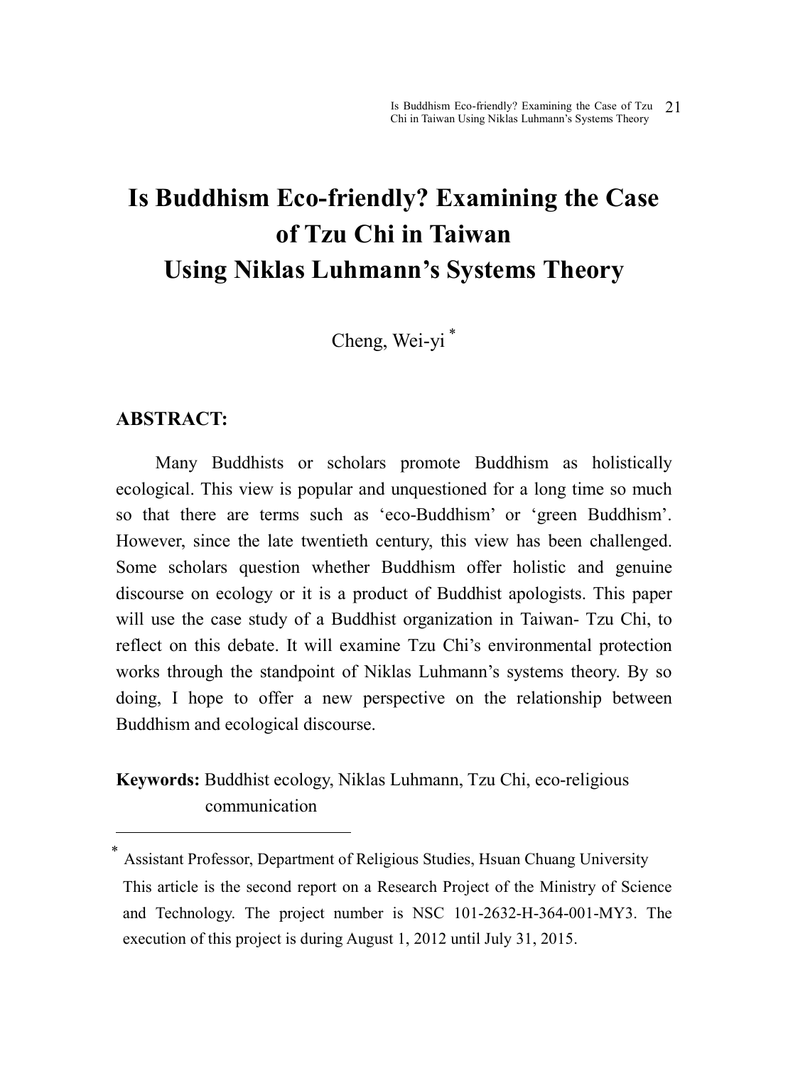# Is Buddhism Eco-friendly? Examining the Case of Tzu Chi in Taiwan Using Niklas Luhmann's Systems Theory

Cheng, Wei-yi *

## ABSTRACT:

Many Buddhists or scholars promote Buddhism as holistically ecological. This view is popular and unquestioned for a long time so much so that there are terms such as 'eco-Buddhism' or 'green Buddhism'. However, since the late twentieth century, this view has been challenged. Some scholars question whether Buddhism offer holistic and genuine discourse on ecology or it is a product of Buddhist apologists. This paper will use the case study of a Buddhist organization in Taiwan- Tzu Chi, to reflect on this debate. It will examine Tzu Chi's environmental protection works through the standpoint of Niklas Luhmann's systems theory. By so doing, I hope to offer a new perspective on the relationship between Buddhism and ecological discourse.

**Keywords:** Buddhist ecology, Niklas Luhmann, Tzu Chi, eco-religious communication

---

* Assistant Professor, Department of Religious Studies, Hsuan Chuang University
This article is the second report on a Research Project of the Ministry of Science and Technology. The project number is NSC 101-2632-H-364-001-MY3. The execution of this project is during August 1, 2012 until July 31, 2015.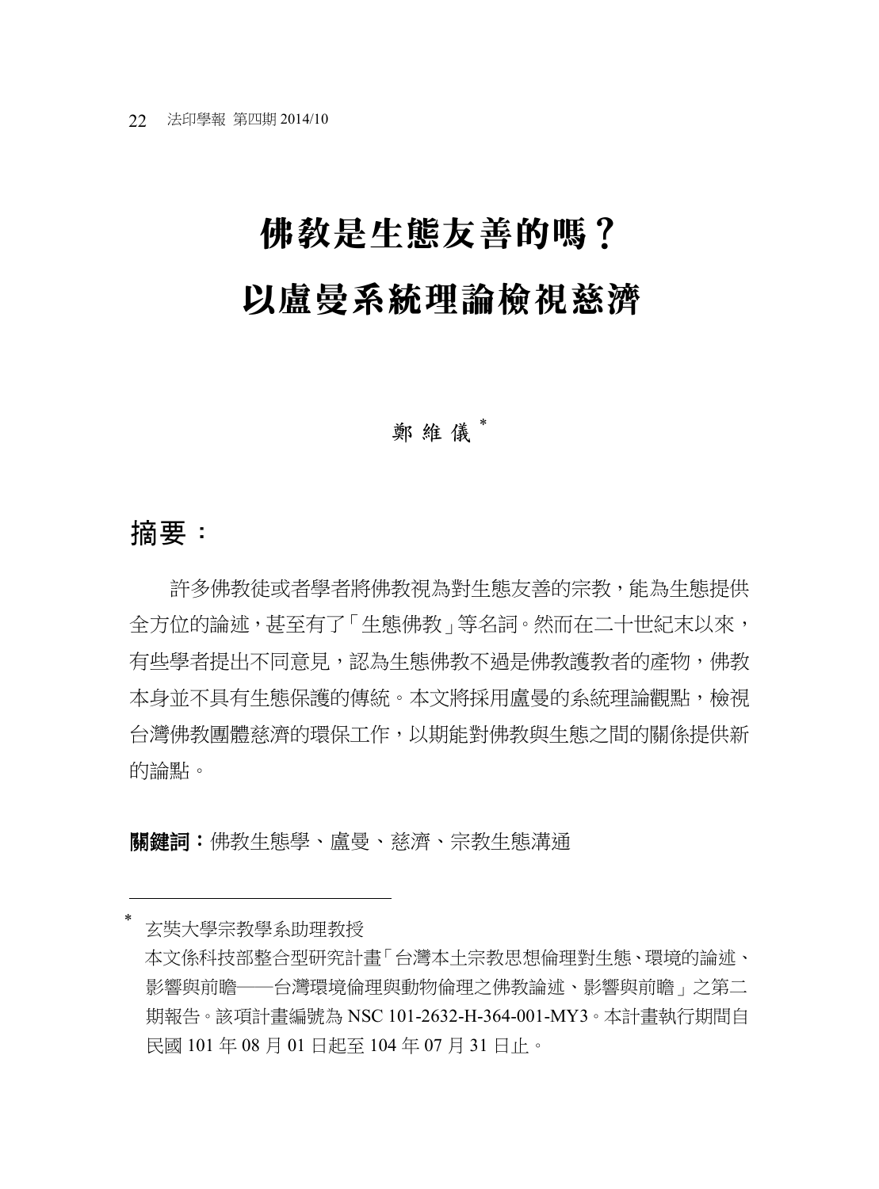# 佛教是生態友善的嗎？以盧曼系統理論檢視慈濟

鄭維儀 *

## 摘要：

許多佛教徒或者學者將佛教視為對生態友善的宗教，能為生態提供全方位的論述，甚至有了「生態佛教」等名詞。然而在二十世紀末以來，有些學者提出不同意見，認為生態佛教不過是佛教護教者的產物，佛教本身並不具有生態保護的傳統。本文將採用盧曼的系統理論觀點，檢視台灣佛教團體慈濟的環保工作，以期能對佛教與生態之間的關係提供新的論點。

**關鍵詞：**佛教生態學、盧曼、慈濟、宗教生態溝通

---

\* 玄奘大學宗教學系助理教授

本文係科技部整合型研究計畫「台灣本土宗教思想倫理對生態、環境的論述、影響與前瞻——台灣環境倫理與動物倫理之佛教論述、影響與前瞻」之第二期報告。該項計畫編號為 NSC 101-2632-H-364-001-MY3。本計畫執行期間自民國 101 年 08 月 01 日起至 104 年 07 月 31 日止。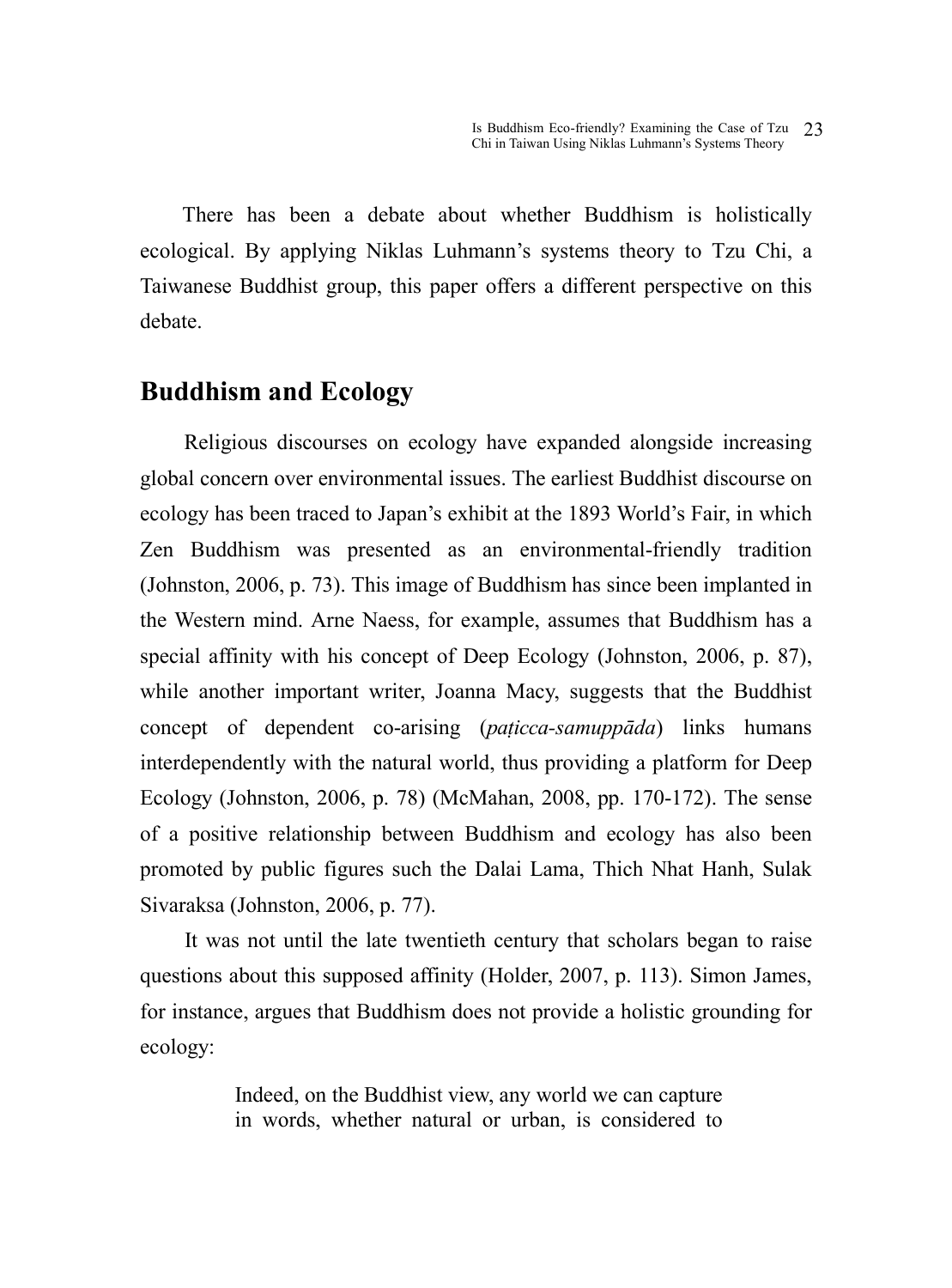There has been a debate about whether Buddhism is holistically ecological. By applying Niklas Luhmann's systems theory to Tzu Chi, a Taiwanese Buddhist group, this paper offers a different perspective on this debate.

## Buddhism and Ecology

Religious discourses on ecology have expanded alongside increasing global concern over environmental issues. The earliest Buddhist discourse on ecology has been traced to Japan's exhibit at the 1893 World's Fair, in which Zen Buddhism was presented as an environmental-friendly tradition (Johnston, 2006, p. 73). This image of Buddhism has since been implanted in the Western mind. Arne Naess, for example, assumes that Buddhism has a special affinity with his concept of Deep Ecology (Johnston, 2006, p. 87), while another important writer, Joanna Macy, suggests that the Buddhist concept of dependent co-arising (*paṭicca-samuppāda*) links humans interdependently with the natural world, thus providing a platform for Deep Ecology (Johnston, 2006, p. 78) (McMahan, 2008, pp. 170-172). The sense of a positive relationship between Buddhism and ecology has also been promoted by public figures such the Dalai Lama, Thich Nhat Hanh, Sulak Sivaraksa (Johnston, 2006, p. 77).

It was not until the late twentieth century that scholars began to raise questions about this supposed affinity (Holder, 2007, p. 113). Simon James, for instance, argues that Buddhism does not provide a holistic grounding for ecology:

> Indeed, on the Buddhist view, any world we can capture in words, whether natural or urban, is considered to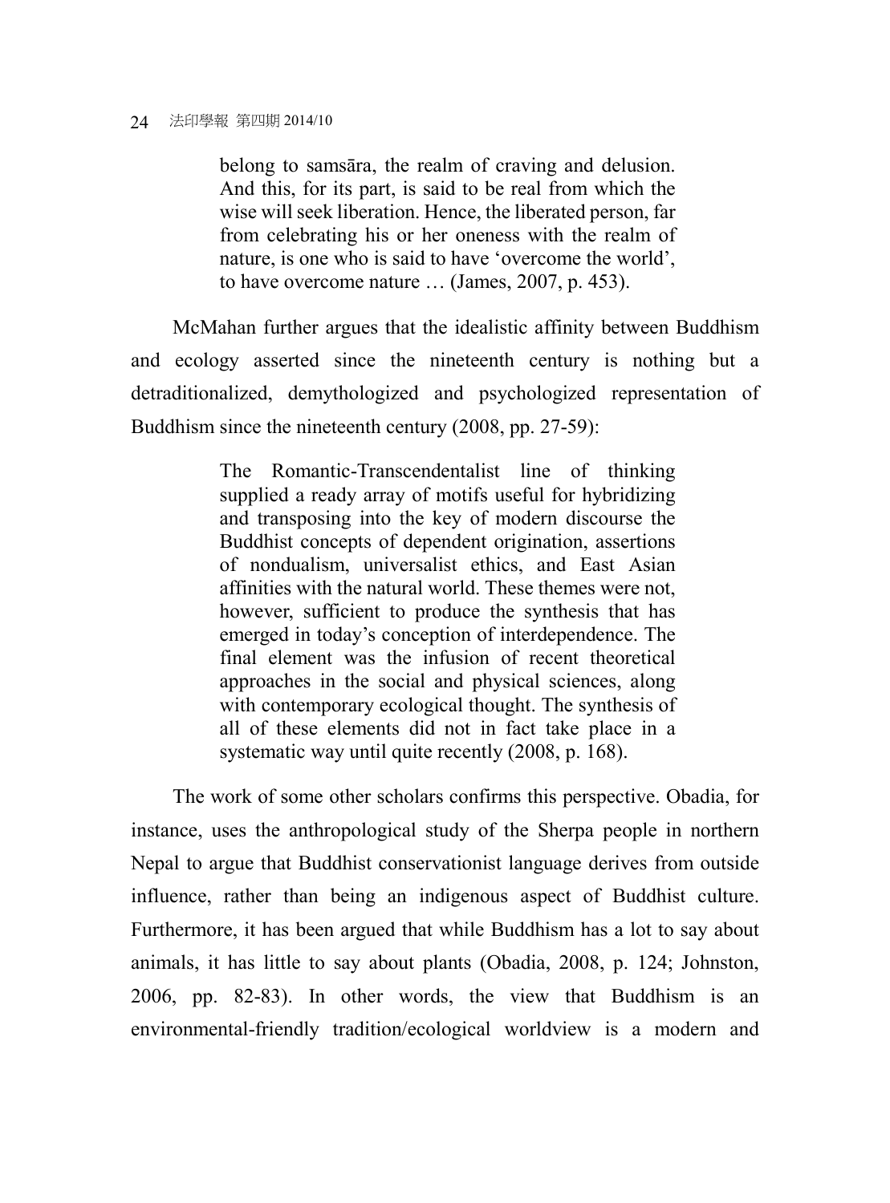> belong to samsāra, the realm of craving and delusion. And this, for its part, is said to be real from which the wise will seek liberation. Hence, the liberated person, far from celebrating his or her oneness with the realm of nature, is one who is said to have 'overcome the world', to have overcome nature … (James, 2007, p. 453).

McMahan further argues that the idealistic affinity between Buddhism and ecology asserted since the nineteenth century is nothing but a detraditionalized, demythologized and psychologized representation of Buddhism since the nineteenth century (2008, pp. 27-59):

> The Romantic-Transcendentalist line of thinking supplied a ready array of motifs useful for hybridizing and transposing into the key of modern discourse the Buddhist concepts of dependent origination, assertions of nondualism, universalist ethics, and East Asian affinities with the natural world. These themes were not, however, sufficient to produce the synthesis that has emerged in today's conception of interdependence. The final element was the infusion of recent theoretical approaches in the social and physical sciences, along with contemporary ecological thought. The synthesis of all of these elements did not in fact take place in a systematic way until quite recently (2008, p. 168).

The work of some other scholars confirms this perspective. Obadia, for instance, uses the anthropological study of the Sherpa people in northern Nepal to argue that Buddhist conservationist language derives from outside influence, rather than being an indigenous aspect of Buddhist culture. Furthermore, it has been argued that while Buddhism has a lot to say about animals, it has little to say about plants (Obadia, 2008, p. 124; Johnston, 2006, pp. 82-83). In other words, the view that Buddhism is an environmental-friendly tradition/ecological worldview is a modern and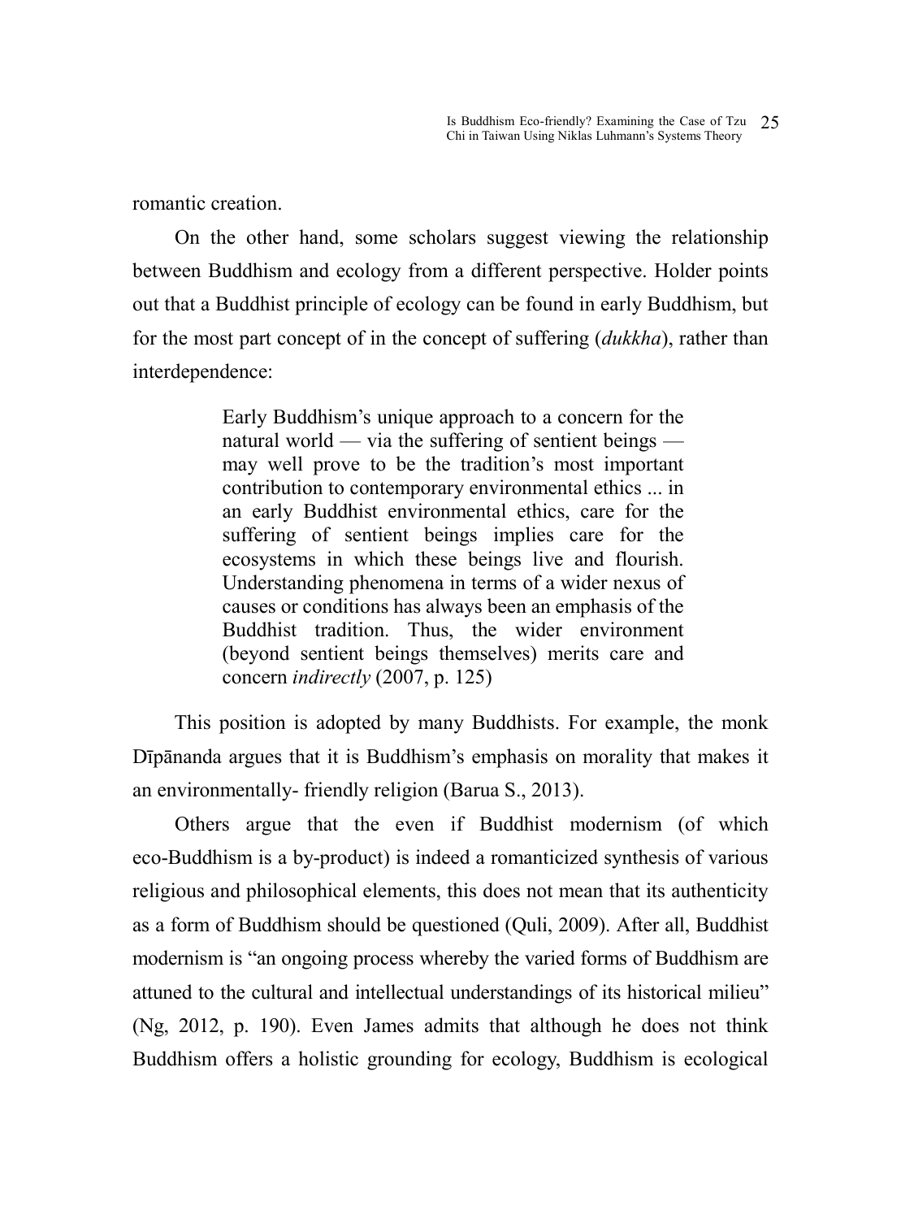romantic creation.

On the other hand, some scholars suggest viewing the relationship between Buddhism and ecology from a different perspective. Holder points out that a Buddhist principle of ecology can be found in early Buddhism, but for the most part concept of in the concept of suffering (*dukkha*), rather than interdependence:

> Early Buddhism's unique approach to a concern for the natural world — via the suffering of sentient beings — may well prove to be the tradition's most important contribution to contemporary environmental ethics ... in an early Buddhist environmental ethics, care for the suffering of sentient beings implies care for the ecosystems in which these beings live and flourish. Understanding phenomena in terms of a wider nexus of causes or conditions has always been an emphasis of the Buddhist tradition. Thus, the wider environment (beyond sentient beings themselves) merits care and concern *indirectly* (2007, p. 125)

This position is adopted by many Buddhists. For example, the monk Dīpānanda argues that it is Buddhism's emphasis on morality that makes it an environmentally- friendly religion (Barua S., 2013).

Others argue that the even if Buddhist modernism (of which eco-Buddhism is a by-product) is indeed a romanticized synthesis of various religious and philosophical elements, this does not mean that its authenticity as a form of Buddhism should be questioned (Quli, 2009). After all, Buddhist modernism is "an ongoing process whereby the varied forms of Buddhism are attuned to the cultural and intellectual understandings of its historical milieu" (Ng, 2012, p. 190). Even James admits that although he does not think Buddhism offers a holistic grounding for ecology, Buddhism is ecological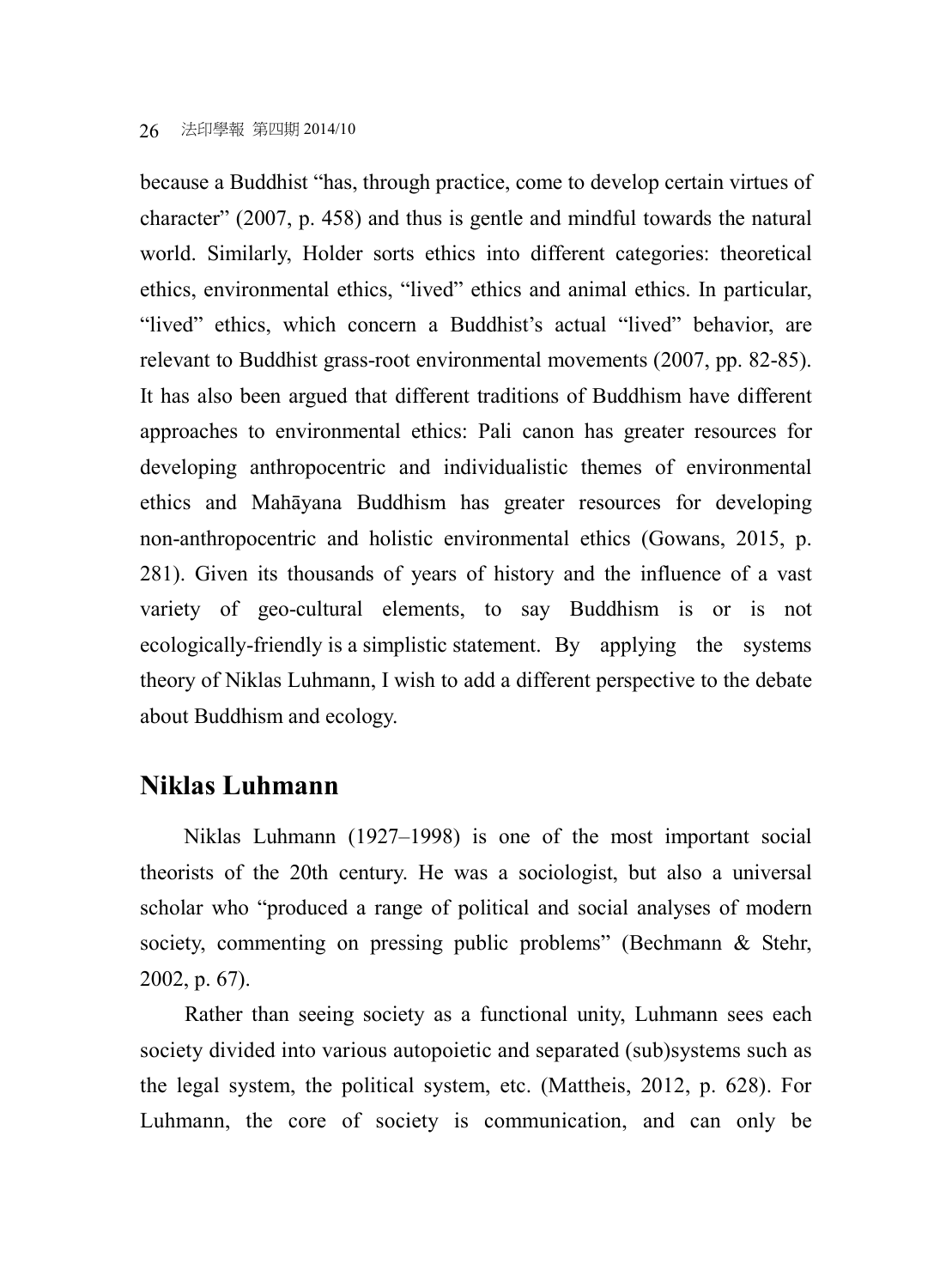because a Buddhist "has, through practice, come to develop certain virtues of character" (2007, p. 458) and thus is gentle and mindful towards the natural world. Similarly, Holder sorts ethics into different categories: theoretical ethics, environmental ethics, "lived" ethics and animal ethics. In particular, "lived" ethics, which concern a Buddhist's actual "lived" behavior, are relevant to Buddhist grass-root environmental movements (2007, pp. 82-85). It has also been argued that different traditions of Buddhism have different approaches to environmental ethics: Pali canon has greater resources for developing anthropocentric and individualistic themes of environmental ethics and Mahāyana Buddhism has greater resources for developing non-anthropocentric and holistic environmental ethics (Gowans, 2015, p. 281). Given its thousands of years of history and the influence of a vast variety of geo-cultural elements, to say Buddhism is or is not ecologically-friendly is a simplistic statement. By applying the systems theory of Niklas Luhmann, I wish to add a different perspective to the debate about Buddhism and ecology.

## Niklas Luhmann

Niklas Luhmann (1927–1998) is one of the most important social theorists of the 20th century. He was a sociologist, but also a universal scholar who "produced a range of political and social analyses of modern society, commenting on pressing public problems" (Bechmann & Stehr, 2002, p. 67).

Rather than seeing society as a functional unity, Luhmann sees each society divided into various autopoietic and separated (sub)systems such as the legal system, the political system, etc. (Mattheis, 2012, p. 628). For Luhmann, the core of society is communication, and can only be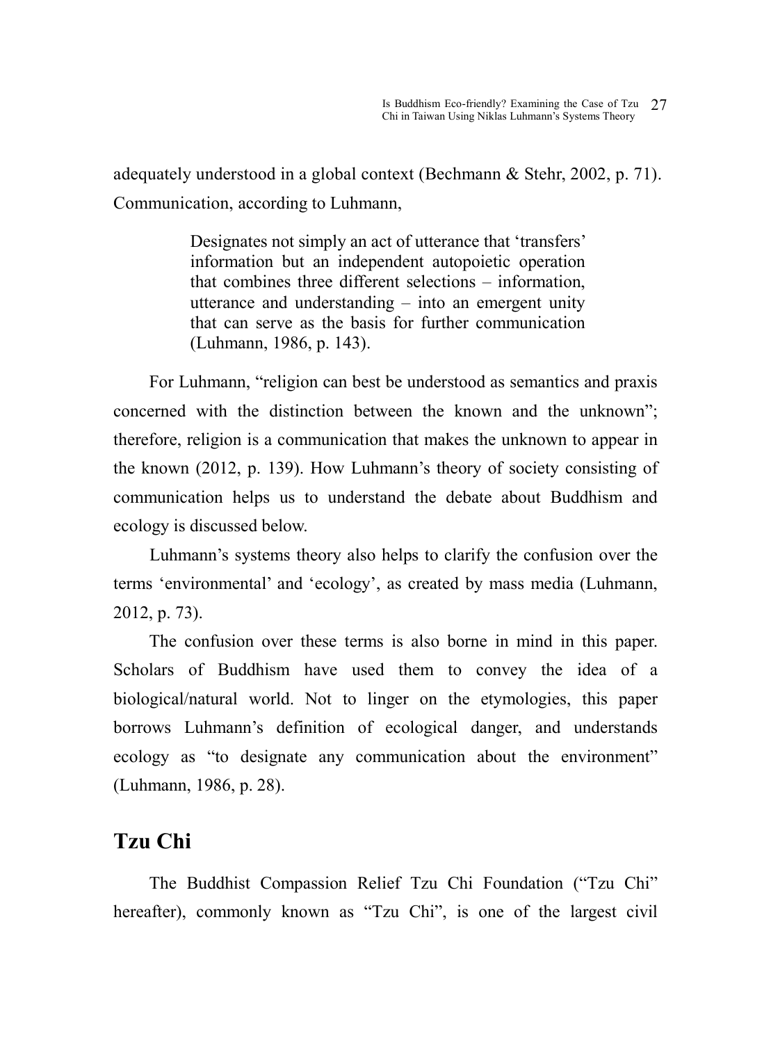adequately understood in a global context (Bechmann & Stehr, 2002, p. 71). Communication, according to Luhmann,

> Designates not simply an act of utterance that 'transfers' information but an independent autopoietic operation that combines three different selections – information, utterance and understanding – into an emergent unity that can serve as the basis for further communication (Luhmann, 1986, p. 143).

For Luhmann, "religion can best be understood as semantics and praxis concerned with the distinction between the known and the unknown"; therefore, religion is a communication that makes the unknown to appear in the known (2012, p. 139). How Luhmann's theory of society consisting of communication helps us to understand the debate about Buddhism and ecology is discussed below.

Luhmann's systems theory also helps to clarify the confusion over the terms 'environmental' and 'ecology', as created by mass media (Luhmann, 2012, p. 73).

The confusion over these terms is also borne in mind in this paper. Scholars of Buddhism have used them to convey the idea of a biological/natural world. Not to linger on the etymologies, this paper borrows Luhmann's definition of ecological danger, and understands ecology as "to designate any communication about the environment" (Luhmann, 1986, p. 28).

## Tzu Chi

The Buddhist Compassion Relief Tzu Chi Foundation ("Tzu Chi" hereafter), commonly known as "Tzu Chi", is one of the largest civil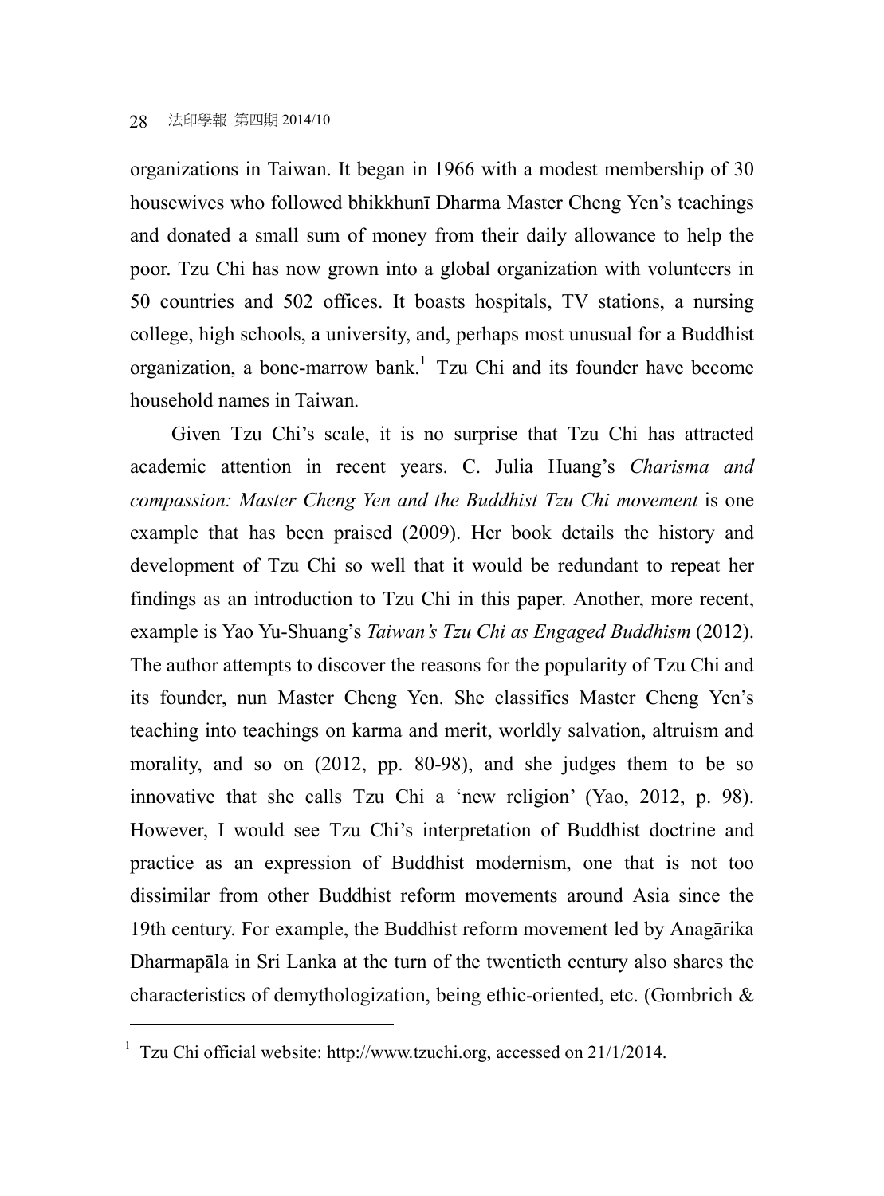organizations in Taiwan. It began in 1966 with a modest membership of 30 housewives who followed bhikkhunī Dharma Master Cheng Yen's teachings and donated a small sum of money from their daily allowance to help the poor. Tzu Chi has now grown into a global organization with volunteers in 50 countries and 502 offices. It boasts hospitals, TV stations, a nursing college, high schools, a university, and, perhaps most unusual for a Buddhist organization, a bone-marrow bank.[1] Tzu Chi and its founder have become household names in Taiwan.

Given Tzu Chi's scale, it is no surprise that Tzu Chi has attracted academic attention in recent years. C. Julia Huang's *Charisma and compassion: Master Cheng Yen and the Buddhist Tzu Chi movement* is one example that has been praised (2009). Her book details the history and development of Tzu Chi so well that it would be redundant to repeat her findings as an introduction to Tzu Chi in this paper. Another, more recent, example is Yao Yu-Shuang's *Taiwan's Tzu Chi as Engaged Buddhism* (2012). The author attempts to discover the reasons for the popularity of Tzu Chi and its founder, nun Master Cheng Yen. She classifies Master Cheng Yen's teaching into teachings on karma and merit, worldly salvation, altruism and morality, and so on (2012, pp. 80-98), and she judges them to be so innovative that she calls Tzu Chi a 'new religion' (Yao, 2012, p. 98). However, I would see Tzu Chi's interpretation of Buddhist doctrine and practice as an expression of Buddhist modernism, one that is not too dissimilar from other Buddhist reform movements around Asia since the 19th century. For example, the Buddhist reform movement led by Anagārika Dharmapāla in Sri Lanka at the turn of the twentieth century also shares the characteristics of demythologization, being ethic-oriented, etc. (Gombrich &

[1] Tzu Chi official website: http://www.tzuchi.org, accessed on 21/1/2014.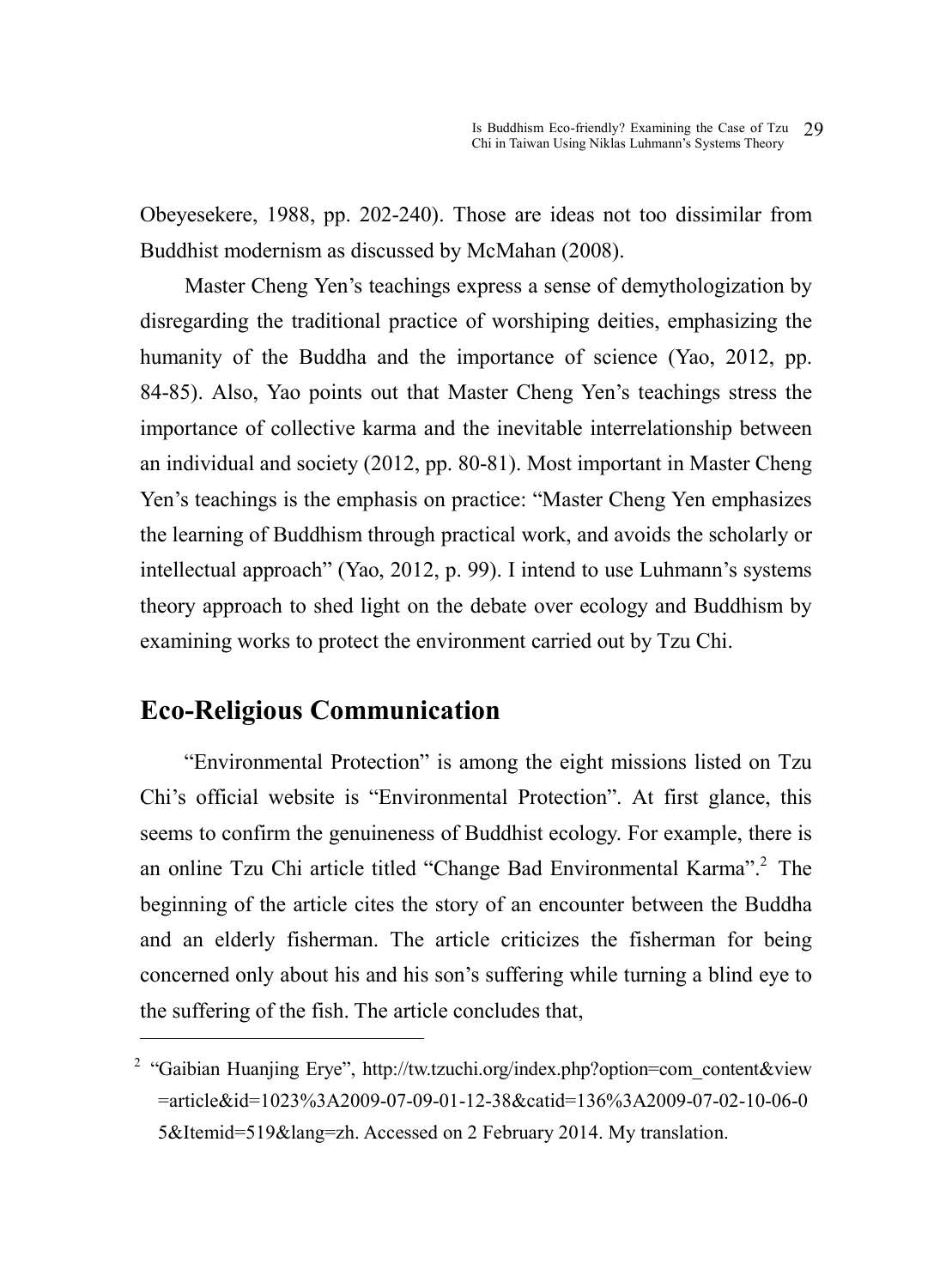Obeyesekere, 1988, pp. 202-240). Those are ideas not too dissimilar from Buddhist modernism as discussed by McMahan (2008).

Master Cheng Yen's teachings express a sense of demythologization by disregarding the traditional practice of worshiping deities, emphasizing the humanity of the Buddha and the importance of science (Yao, 2012, pp. 84-85). Also, Yao points out that Master Cheng Yen's teachings stress the importance of collective karma and the inevitable interrelationship between an individual and society (2012, pp. 80-81). Most important in Master Cheng Yen's teachings is the emphasis on practice: "Master Cheng Yen emphasizes the learning of Buddhism through practical work, and avoids the scholarly or intellectual approach" (Yao, 2012, p. 99). I intend to use Luhmann's systems theory approach to shed light on the debate over ecology and Buddhism by examining works to protect the environment carried out by Tzu Chi.

## Eco-Religious Communication

"Environmental Protection" is among the eight missions listed on Tzu Chi's official website is "Environmental Protection". At first glance, this seems to confirm the genuineness of Buddhist ecology. For example, there is an online Tzu Chi article titled "Change Bad Environmental Karma".[2] The beginning of the article cites the story of an encounter between the Buddha and an elderly fisherman. The article criticizes the fisherman for being concerned only about his and his son's suffering while turning a blind eye to the suffering of the fish. The article concludes that,

---

[2] "Gaibian Huanjing Erye", http://tw.tzuchi.org/index.php?option=com_content&view=article&id=1023%3A2009-07-09-01-12-38&catid=136%3A2009-07-02-10-06-05&Itemid=519&lang=zh. Accessed on 2 February 2014. My translation.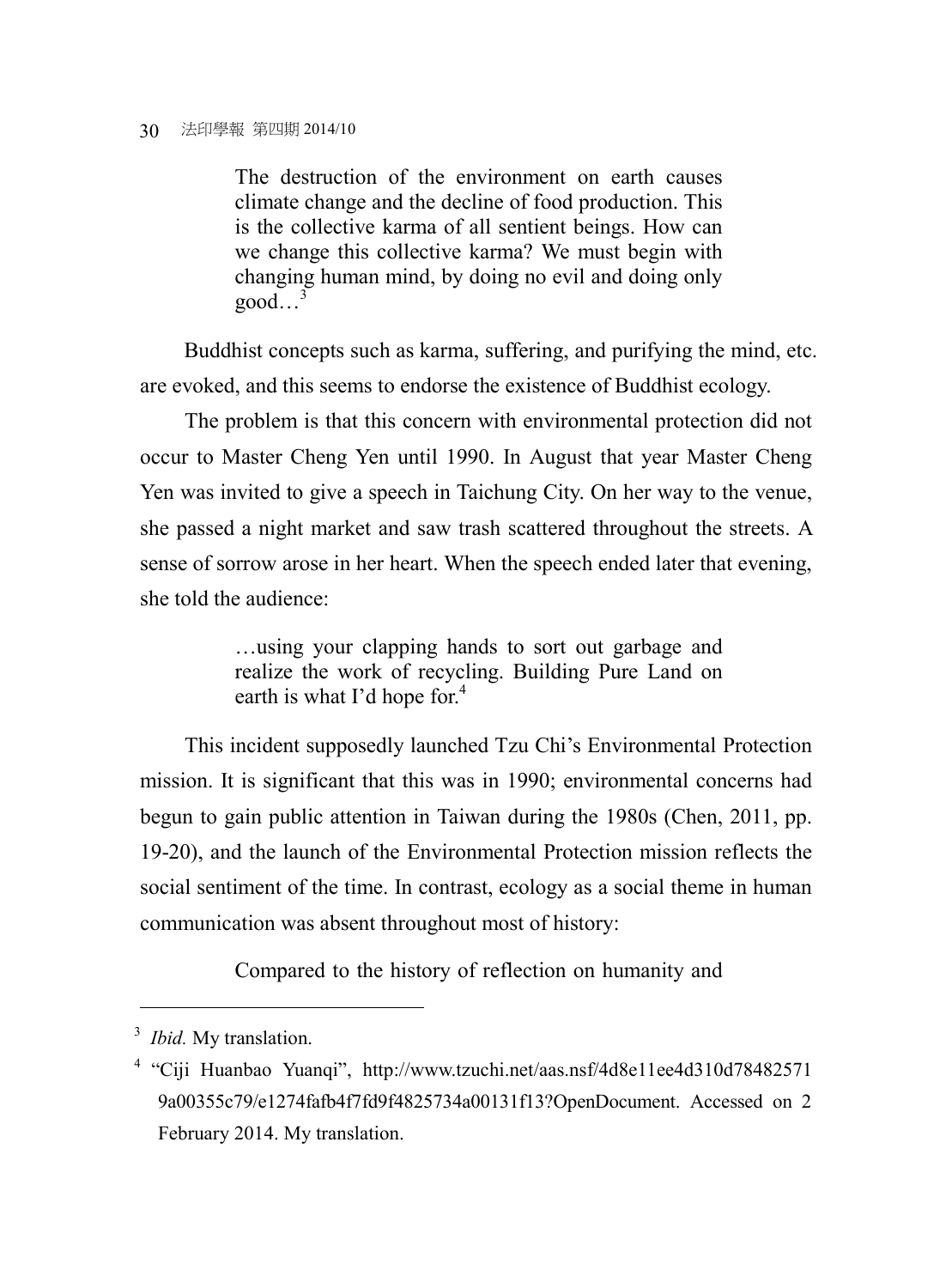> The destruction of the environment on earth causes climate change and the decline of food production. This is the collective karma of all sentient beings. How can we change this collective karma? We must begin with changing human mind, by doing no evil and doing only good…[3]

Buddhist concepts such as karma, suffering, and purifying the mind, etc. are evoked, and this seems to endorse the existence of Buddhist ecology.

The problem is that this concern with environmental protection did not occur to Master Cheng Yen until 1990. In August that year Master Cheng Yen was invited to give a speech in Taichung City. On her way to the venue, she passed a night market and saw trash scattered throughout the streets. A sense of sorrow arose in her heart. When the speech ended later that evening, she told the audience:

> …using your clapping hands to sort out garbage and realize the work of recycling. Building Pure Land on earth is what I'd hope for.[4]

This incident supposedly launched Tzu Chi's Environmental Protection mission. It is significant that this was in 1990; environmental concerns had begun to gain public attention in Taiwan during the 1980s (Chen, 2011, pp. 19-20), and the launch of the Environmental Protection mission reflects the social sentiment of the time. In contrast, ecology as a social theme in human communication was absent throughout most of history:

> Compared to the history of reflection on humanity and

---

[3] *Ibid.* My translation.

[4] "Ciji Huanbao Yuanqi", http://www.tzuchi.net/aas.nsf/4d8e11ee4d310d784825719a00355c79/e1274fafb4f7fd9f4825734a00131f13?OpenDocument. Accessed on 2 February 2014. My translation.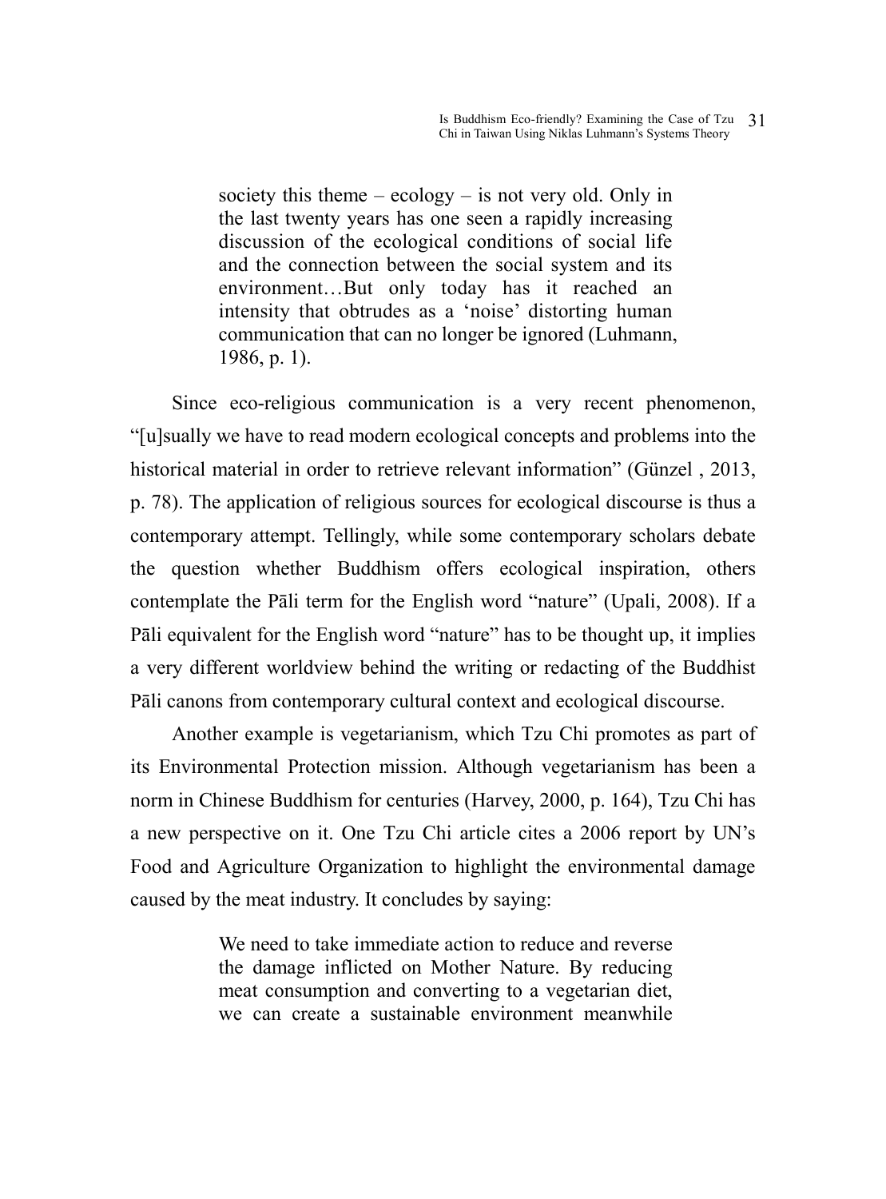> society this theme – ecology – is not very old. Only in the last twenty years has one seen a rapidly increasing discussion of the ecological conditions of social life and the connection between the social system and its environment…But only today has it reached an intensity that obtrudes as a 'noise' distorting human communication that can no longer be ignored (Luhmann, 1986, p. 1).

Since eco-religious communication is a very recent phenomenon, "[u]sually we have to read modern ecological concepts and problems into the historical material in order to retrieve relevant information" (Günzel , 2013, p. 78). The application of religious sources for ecological discourse is thus a contemporary attempt. Tellingly, while some contemporary scholars debate the question whether Buddhism offers ecological inspiration, others contemplate the Pāli term for the English word "nature" (Upali, 2008). If a Pāli equivalent for the English word "nature" has to be thought up, it implies a very different worldview behind the writing or redacting of the Buddhist Pāli canons from contemporary cultural context and ecological discourse.

Another example is vegetarianism, which Tzu Chi promotes as part of its Environmental Protection mission. Although vegetarianism has been a norm in Chinese Buddhism for centuries (Harvey, 2000, p. 164), Tzu Chi has a new perspective on it. One Tzu Chi article cites a 2006 report by UN's Food and Agriculture Organization to highlight the environmental damage caused by the meat industry. It concludes by saying:

> We need to take immediate action to reduce and reverse the damage inflicted on Mother Nature. By reducing meat consumption and converting to a vegetarian diet, we can create a sustainable environment meanwhile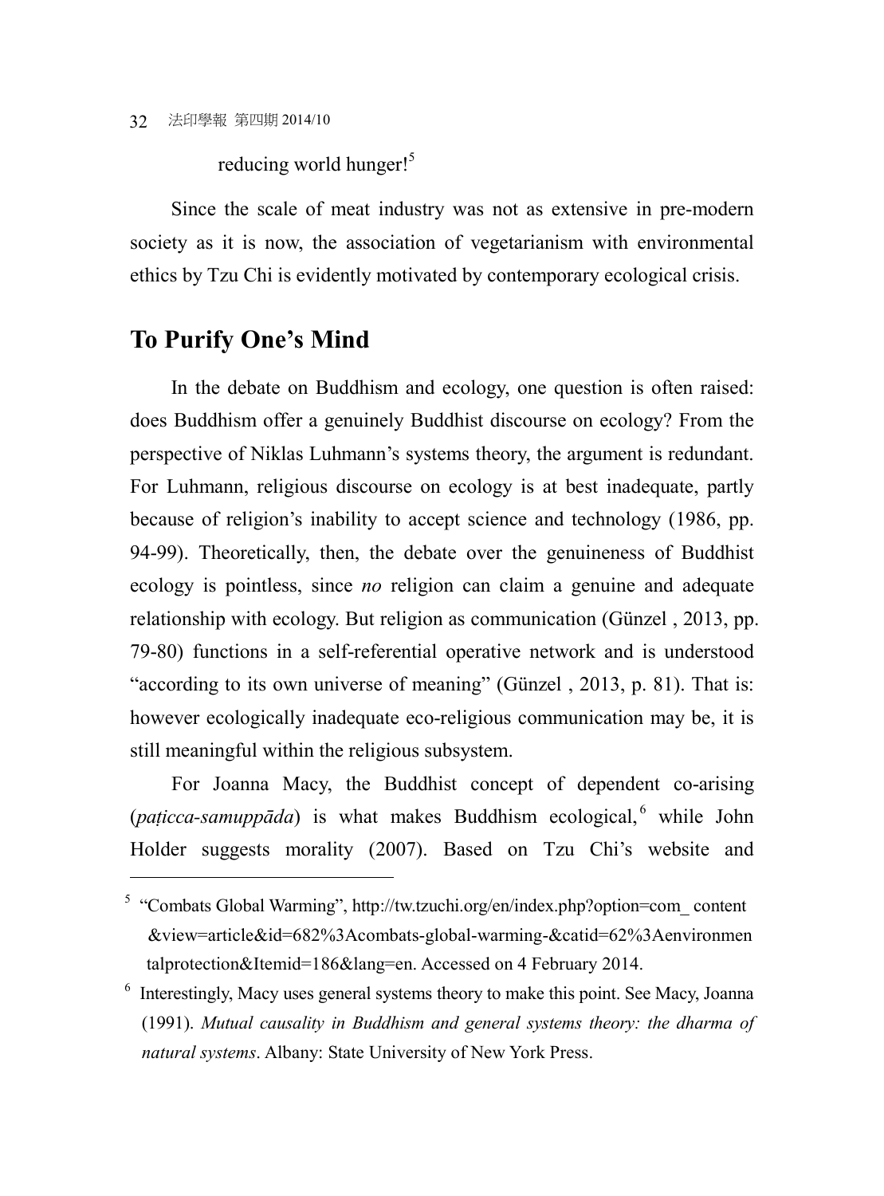reducing world hunger![5]

Since the scale of meat industry was not as extensive in pre-modern society as it is now, the association of vegetarianism with environmental ethics by Tzu Chi is evidently motivated by contemporary ecological crisis.

## To Purify One's Mind

In the debate on Buddhism and ecology, one question is often raised: does Buddhism offer a genuinely Buddhist discourse on ecology? From the perspective of Niklas Luhmann's systems theory, the argument is redundant. For Luhmann, religious discourse on ecology is at best inadequate, partly because of religion's inability to accept science and technology (1986, pp. 94-99). Theoretically, then, the debate over the genuineness of Buddhist ecology is pointless, since *no* religion can claim a genuine and adequate relationship with ecology. But religion as communication (Günzel , 2013, pp. 79-80) functions in a self-referential operative network and is understood "according to its own universe of meaning" (Günzel , 2013, p. 81). That is: however ecologically inadequate eco-religious communication may be, it is still meaningful within the religious subsystem.

For Joanna Macy, the Buddhist concept of dependent co-arising (*paṭicca-samuppāda*) is what makes Buddhism ecological,[6] while John Holder suggests morality (2007). Based on Tzu Chi's website and

---

[5] "Combats Global Warming", http://tw.tzuchi.org/en/index.php?option=com_ content &view=article&id=682%3Acombats-global-warming-&catid=62%3Aenvironmentalprotection&Itemid=186&lang=en. Accessed on 4 February 2014.

[6] Interestingly, Macy uses general systems theory to make this point. See Macy, Joanna (1991). *Mutual causality in Buddhism and general systems theory: the dharma of natural systems*. Albany: State University of New York Press.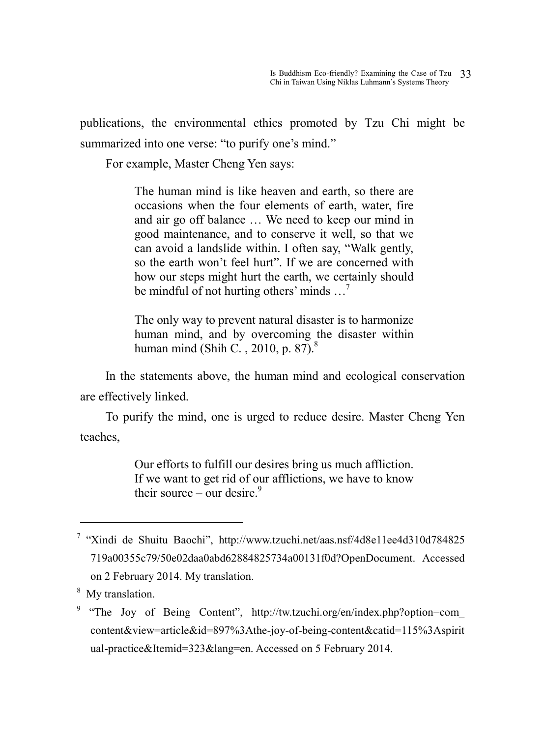publications, the environmental ethics promoted by Tzu Chi might be summarized into one verse: "to purify one's mind."

For example, Master Cheng Yen says:

> The human mind is like heaven and earth, so there are occasions when the four elements of earth, water, fire and air go off balance … We need to keep our mind in good maintenance, and to conserve it well, so that we can avoid a landslide within. I often say, "Walk gently, so the earth won't feel hurt". If we are concerned with how our steps might hurt the earth, we certainly should be mindful of not hurting others' minds …[7]
>
> The only way to prevent natural disaster is to harmonize human mind, and by overcoming the disaster within human mind (Shih C. , 2010, p. 87).[8]

In the statements above, the human mind and ecological conservation are effectively linked.

To purify the mind, one is urged to reduce desire. Master Cheng Yen teaches,

> Our efforts to fulfill our desires bring us much affliction. If we want to get rid of our afflictions, we have to know their source – our desire.[9]

---

[7] "Xindi de Shuitu Baochi", http://www.tzuchi.net/aas.nsf/4d8e11ee4d310d784825719a00355c79/50e02daa0abd62884825734a00131f0d?OpenDocument. Accessed on 2 February 2014. My translation.

[8] My translation.

[9] "The Joy of Being Content", http://tw.tzuchi.org/en/index.php?option=com_content&view=article&id=897%3Athe-joy-of-being-content&catid=115%3Aspiritual-practice&Itemid=323&lang=en. Accessed on 5 February 2014.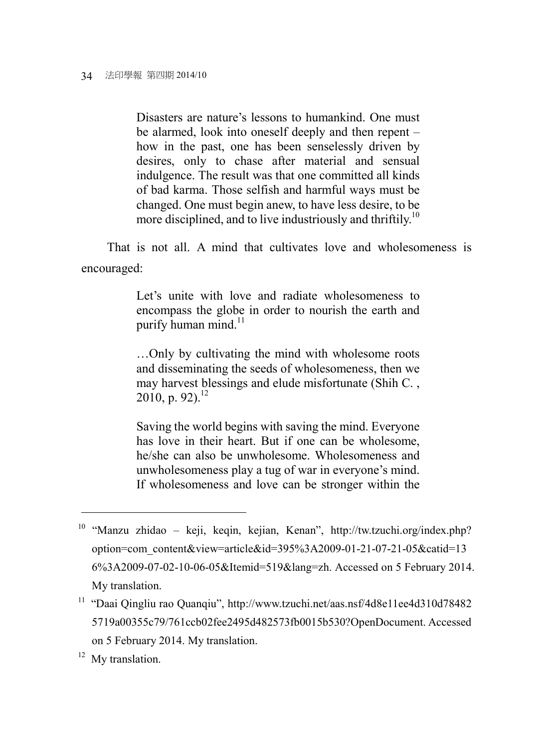> Disasters are nature's lessons to humankind. One must be alarmed, look into oneself deeply and then repent – how in the past, one has been senselessly driven by desires, only to chase after material and sensual indulgence. The result was that one committed all kinds of bad karma. Those selfish and harmful ways must be changed. One must begin anew, to have less desire, to be more disciplined, and to live industriously and thriftily.[10]

That is not all. A mind that cultivates love and wholesomeness is encouraged:

> Let's unite with love and radiate wholesomeness to encompass the globe in order to nourish the earth and purify human mind.[11]

> …Only by cultivating the mind with wholesome roots and disseminating the seeds of wholesomeness, then we may harvest blessings and elude misfortunate (Shih C. , 2010, p. 92).[12]

> Saving the world begins with saving the mind. Everyone has love in their heart. But if one can be wholesome, he/she can also be unwholesome. Wholesomeness and unwholesomeness play a tug of war in everyone's mind. If wholesomeness and love can be stronger within the

---

[10] "Manzu zhidao – keji, keqin, kejian, Kenan", http://tw.tzuchi.org/index.php?option=com_content&view=article&id=395%3A2009-01-21-07-21-05&catid=136%3A2009-07-02-10-06-05&Itemid=519&lang=zh. Accessed on 5 February 2014. My translation.

[11] "Daai Qingliu rao Quanqiu", http://www.tzuchi.net/aas.nsf/4d8e11ee4d310d784825719a00355c79/761ccb02fee2495d482573fb0015b530?OpenDocument. Accessed on 5 February 2014. My translation.

[12] My translation.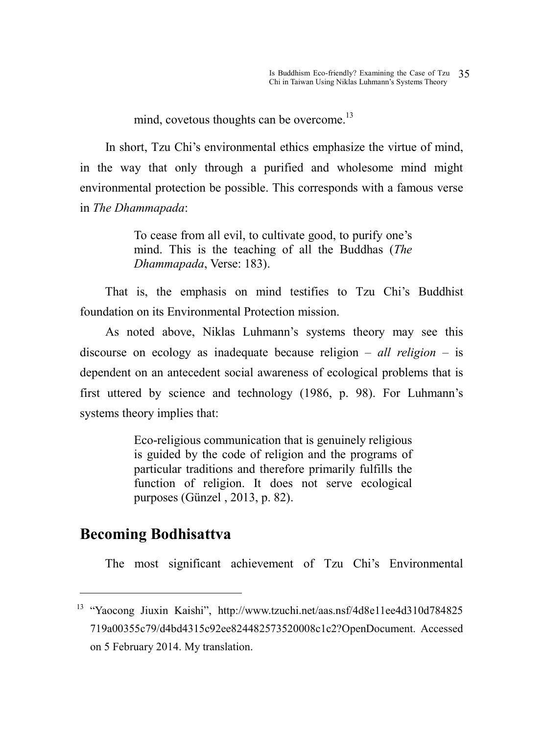mind, covetous thoughts can be overcome.[13]

In short, Tzu Chi's environmental ethics emphasize the virtue of mind, in the way that only through a purified and wholesome mind might environmental protection be possible. This corresponds with a famous verse in *The Dhammapada*:

> To cease from all evil, to cultivate good, to purify one's mind. This is the teaching of all the Buddhas (*The Dhammapada*, Verse: 183).

That is, the emphasis on mind testifies to Tzu Chi's Buddhist foundation on its Environmental Protection mission.

As noted above, Niklas Luhmann's systems theory may see this discourse on ecology as inadequate because religion – *all religion* – is dependent on an antecedent social awareness of ecological problems that is first uttered by science and technology (1986, p. 98). For Luhmann's systems theory implies that:

> Eco-religious communication that is genuinely religious is guided by the code of religion and the programs of particular traditions and therefore primarily fulfills the function of religion. It does not serve ecological purposes (Günzel , 2013, p. 82).

## Becoming Bodhisattva

The most significant achievement of Tzu Chi's Environmental

---

[13] "Yaocong Jiuxin Kaishi", http://www.tzuchi.net/aas.nsf/4d8e11ee4d310d784825719a00355c79/d4bd4315c92ee824482573520008c1c2?OpenDocument. Accessed on 5 February 2014. My translation.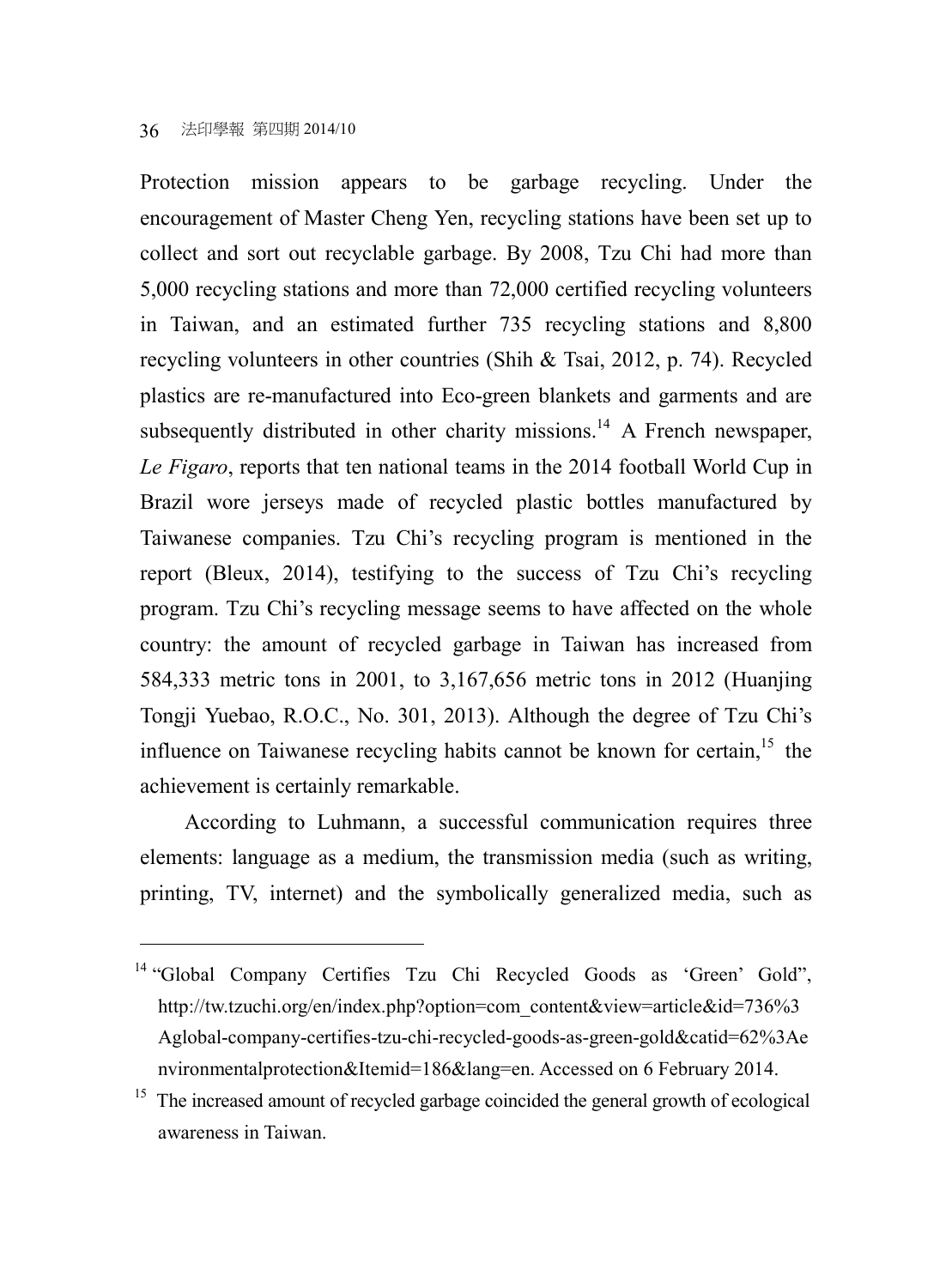Protection mission appears to be garbage recycling. Under the encouragement of Master Cheng Yen, recycling stations have been set up to collect and sort out recyclable garbage. By 2008, Tzu Chi had more than 5,000 recycling stations and more than 72,000 certified recycling volunteers in Taiwan, and an estimated further 735 recycling stations and 8,800 recycling volunteers in other countries (Shih & Tsai, 2012, p. 74). Recycled plastics are re-manufactured into Eco-green blankets and garments and are subsequently distributed in other charity missions.[14] A French newspaper, *Le Figaro*, reports that ten national teams in the 2014 football World Cup in Brazil wore jerseys made of recycled plastic bottles manufactured by Taiwanese companies. Tzu Chi's recycling program is mentioned in the report (Bleux, 2014), testifying to the success of Tzu Chi's recycling program. Tzu Chi's recycling message seems to have affected on the whole country: the amount of recycled garbage in Taiwan has increased from 584,333 metric tons in 2001, to 3,167,656 metric tons in 2012 (Huanjing Tongji Yuebao, R.O.C., No. 301, 2013). Although the degree of Tzu Chi's influence on Taiwanese recycling habits cannot be known for certain,[15] the achievement is certainly remarkable.

According to Luhmann, a successful communication requires three elements: language as a medium, the transmission media (such as writing, printing, TV, internet) and the symbolically generalized media, such as

---

[14] "Global Company Certifies Tzu Chi Recycled Goods as 'Green' Gold", http://tw.tzuchi.org/en/index.php?option=com_content&view=article&id=736%3Aglobal-company-certifies-tzu-chi-recycled-goods-as-green-gold&catid=62%3Aenvironmentalprotection&Itemid=186&lang=en. Accessed on 6 February 2014.

[15] The increased amount of recycled garbage coincided the general growth of ecological awareness in Taiwan.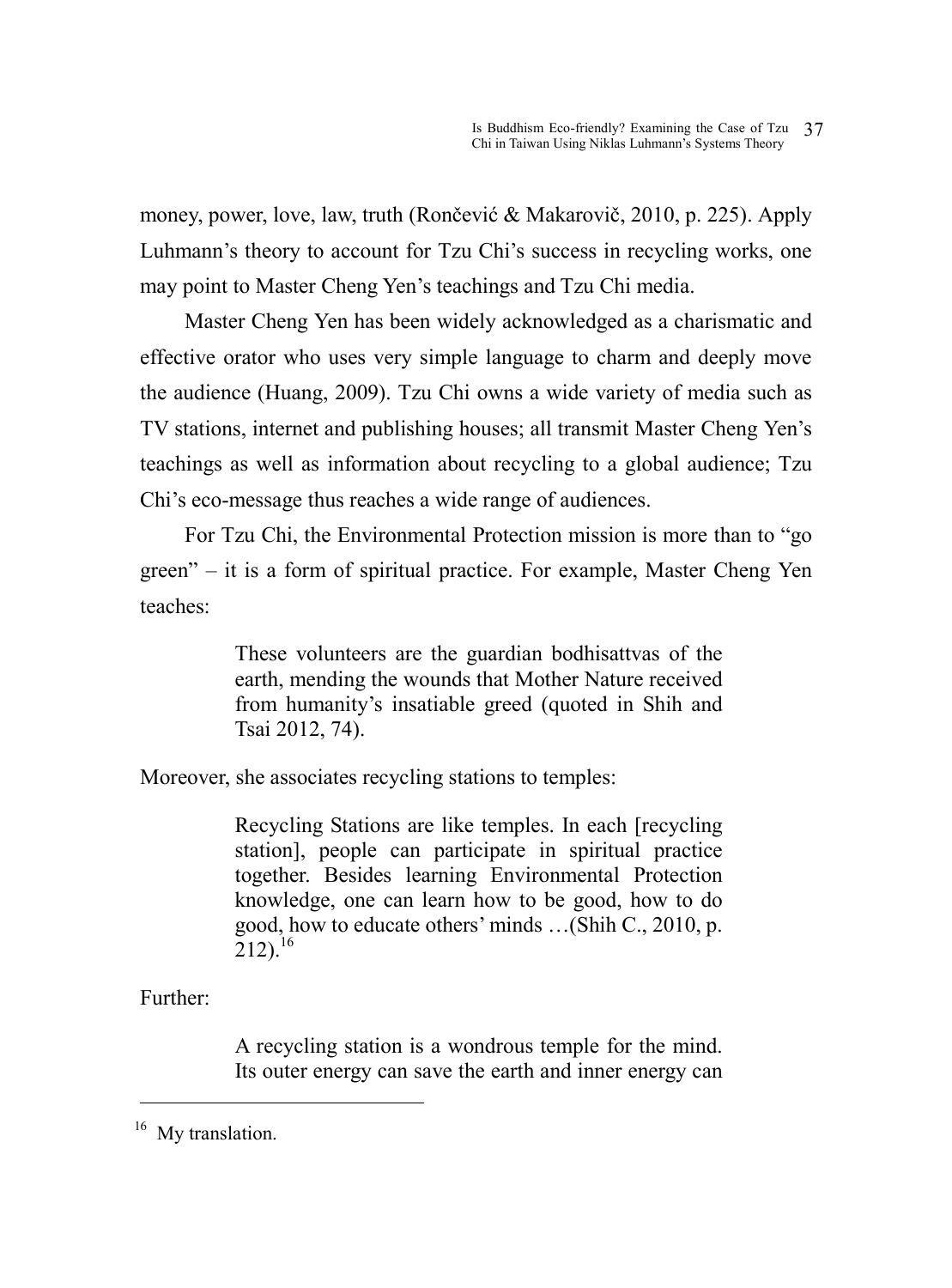money, power, love, law, truth (Rončević & Makarovič, 2010, p. 225). Apply Luhmann's theory to account for Tzu Chi's success in recycling works, one may point to Master Cheng Yen's teachings and Tzu Chi media.

Master Cheng Yen has been widely acknowledged as a charismatic and effective orator who uses very simple language to charm and deeply move the audience (Huang, 2009). Tzu Chi owns a wide variety of media such as TV stations, internet and publishing houses; all transmit Master Cheng Yen's teachings as well as information about recycling to a global audience; Tzu Chi's eco-message thus reaches a wide range of audiences.

For Tzu Chi, the Environmental Protection mission is more than to "go green" – it is a form of spiritual practice. For example, Master Cheng Yen teaches:

> These volunteers are the guardian bodhisattvas of the earth, mending the wounds that Mother Nature received from humanity's insatiable greed (quoted in Shih and Tsai 2012, 74).

Moreover, she associates recycling stations to temples:

> Recycling Stations are like temples. In each [recycling station], people can participate in spiritual practice together. Besides learning Environmental Protection knowledge, one can learn how to be good, how to do good, how to educate others' minds …(Shih C., 2010, p. 212).[16]

Further:

> A recycling station is a wondrous temple for the mind. Its outer energy can save the earth and inner energy can

[16] My translation.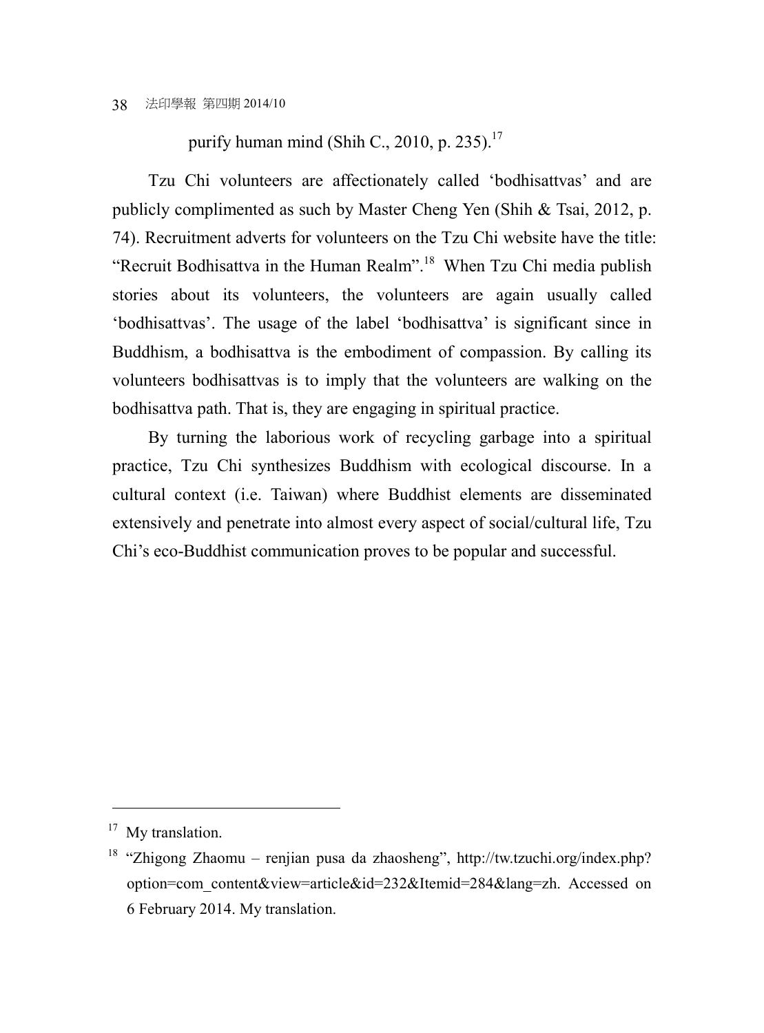purify human mind (Shih C., 2010, p. 235).[17]

Tzu Chi volunteers are affectionately called 'bodhisattvas' and are publicly complimented as such by Master Cheng Yen (Shih & Tsai, 2012, p. 74). Recruitment adverts for volunteers on the Tzu Chi website have the title: "Recruit Bodhisattva in the Human Realm".[18] When Tzu Chi media publish stories about its volunteers, the volunteers are again usually called 'bodhisattvas'. The usage of the label 'bodhisattva' is significant since in Buddhism, a bodhisattva is the embodiment of compassion. By calling its volunteers bodhisattvas is to imply that the volunteers are walking on the bodhisattva path. That is, they are engaging in spiritual practice.

By turning the laborious work of recycling garbage into a spiritual practice, Tzu Chi synthesizes Buddhism with ecological discourse. In a cultural context (i.e. Taiwan) where Buddhist elements are disseminated extensively and penetrate into almost every aspect of social/cultural life, Tzu Chi's eco-Buddhist communication proves to be popular and successful.

---

[17] My translation.

[18] "Zhigong Zhaomu – renjian pusa da zhaosheng", http://tw.tzuchi.org/index.php?option=com_content&view=article&id=232&Itemid=284&lang=zh. Accessed on 6 February 2014. My translation.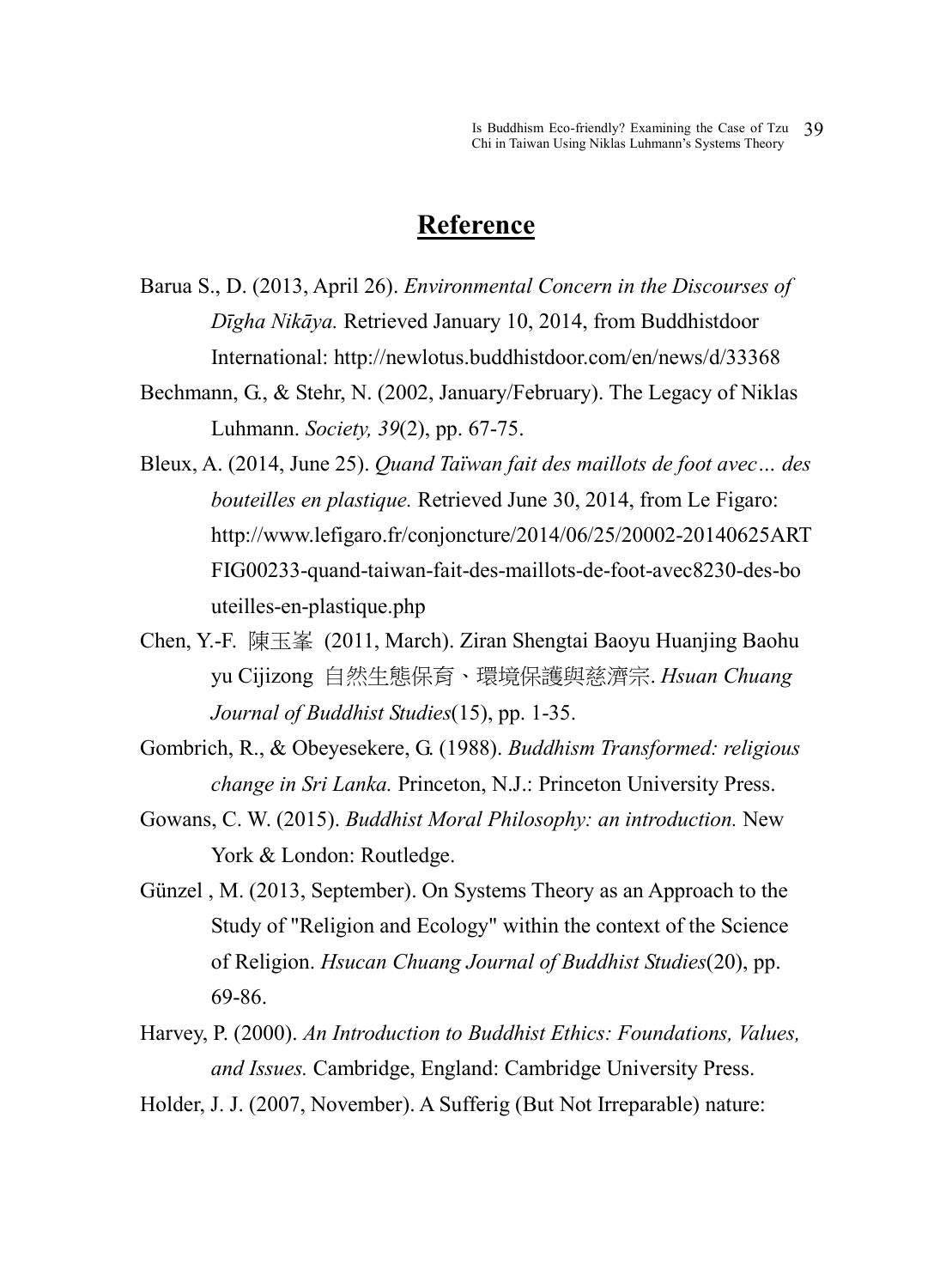## Reference

Barua S., D. (2013, April 26). *Environmental Concern in the Discourses of Dīgha Nikāya.* Retrieved January 10, 2014, from Buddhistdoor International: http://newlotus.buddhistdoor.com/en/news/d/33368

Bechmann, G., & Stehr, N. (2002, January/February). The Legacy of Niklas Luhmann. *Society, 39*(2), pp. 67-75.

Bleux, A. (2014, June 25). *Quand Taïwan fait des maillots de foot avec… des bouteilles en plastique.* Retrieved June 30, 2014, from Le Figaro: http://www.lefigaro.fr/conjoncture/2014/06/25/20002-20140625ARTFIG00233-quand-taiwan-fait-des-maillots-de-foot-avec8230-des-bouteilles-en-plastique.php

Chen, Y.-F. 陳玉峯 (2011, March). Ziran Shengtai Baoyu Huanjing Baohu yu Cijizong 自然生態保育、環境保護與慈濟宗. *Hsuan Chuang Journal of Buddhist Studies*(15), pp. 1-35.

Gombrich, R., & Obeyesekere, G. (1988). *Buddhism Transformed: religious change in Sri Lanka.* Princeton, N.J.: Princeton University Press.

Gowans, C. W. (2015). *Buddhist Moral Philosophy: an introduction.* New York & London: Routledge.

Günzel , M. (2013, September). On Systems Theory as an Approach to the Study of "Religion and Ecology" within the context of the Science of Religion. *Hsucan Chuang Journal of Buddhist Studies*(20), pp. 69-86.

Harvey, P. (2000). *An Introduction to Buddhist Ethics: Foundations, Values, and Issues.* Cambridge, England: Cambridge University Press.

Holder, J. J. (2007, November). A Sufferig (But Not Irreparable) nature: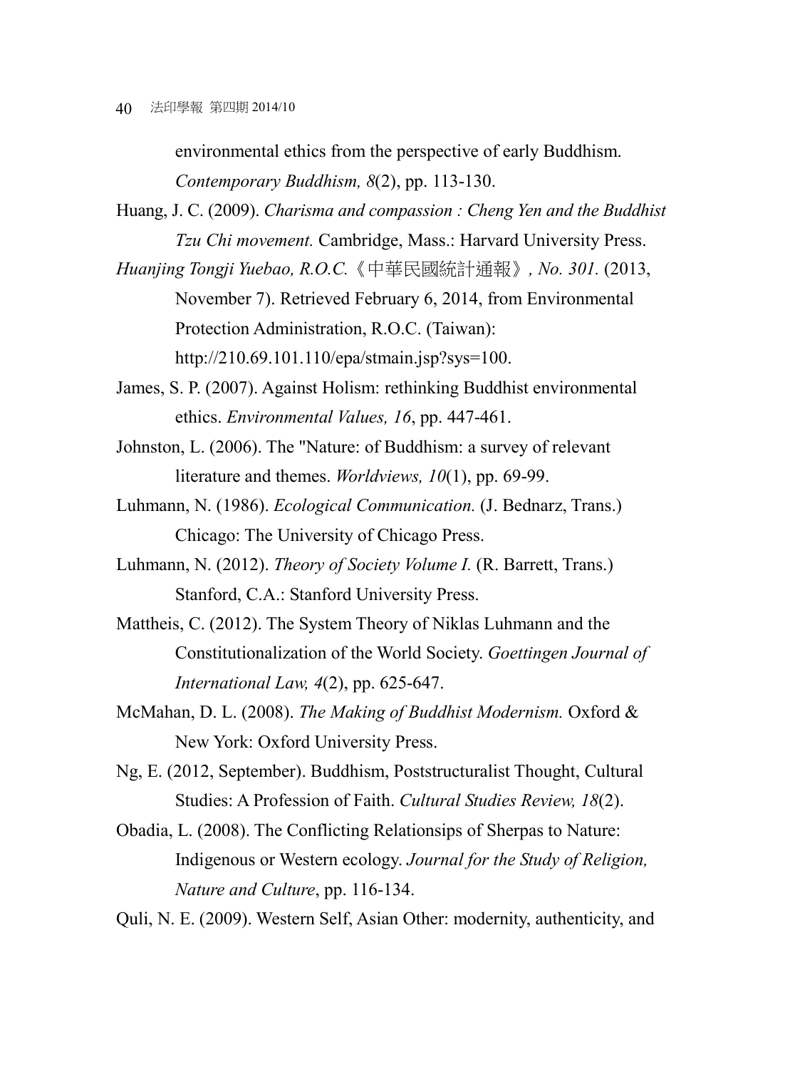environmental ethics from the perspective of early Buddhism. *Contemporary Buddhism, 8*(2), pp. 113-130.

Huang, J. C. (2009). *Charisma and compassion : Cheng Yen and the Buddhist Tzu Chi movement.* Cambridge, Mass.: Harvard University Press.

*Huanjing Tongji Yuebao, R.O.C.*《中華民國統計通報》*, No. 301.* (2013, November 7). Retrieved February 6, 2014, from Environmental Protection Administration, R.O.C. (Taiwan): http://210.69.101.110/epa/stmain.jsp?sys=100.

James, S. P. (2007). Against Holism: rethinking Buddhist environmental ethics. *Environmental Values, 16*, pp. 447-461.

Johnston, L. (2006). The "Nature: of Buddhism: a survey of relevant literature and themes. *Worldviews, 10*(1), pp. 69-99.

Luhmann, N. (1986). *Ecological Communication.* (J. Bednarz, Trans.) Chicago: The University of Chicago Press.

Luhmann, N. (2012). *Theory of Society Volume I.* (R. Barrett, Trans.) Stanford, C.A.: Stanford University Press.

Mattheis, C. (2012). The System Theory of Niklas Luhmann and the Constitutionalization of the World Society. *Goettingen Journal of International Law, 4*(2), pp. 625-647.

McMahan, D. L. (2008). *The Making of Buddhist Modernism.* Oxford & New York: Oxford University Press.

Ng, E. (2012, September). Buddhism, Poststructuralist Thought, Cultural Studies: A Profession of Faith. *Cultural Studies Review, 18*(2).

Obadia, L. (2008). The Conflicting Relationsips of Sherpas to Nature: Indigenous or Western ecology. *Journal for the Study of Religion, Nature and Culture*, pp. 116-134.

Quli, N. E. (2009). Western Self, Asian Other: modernity, authenticity, and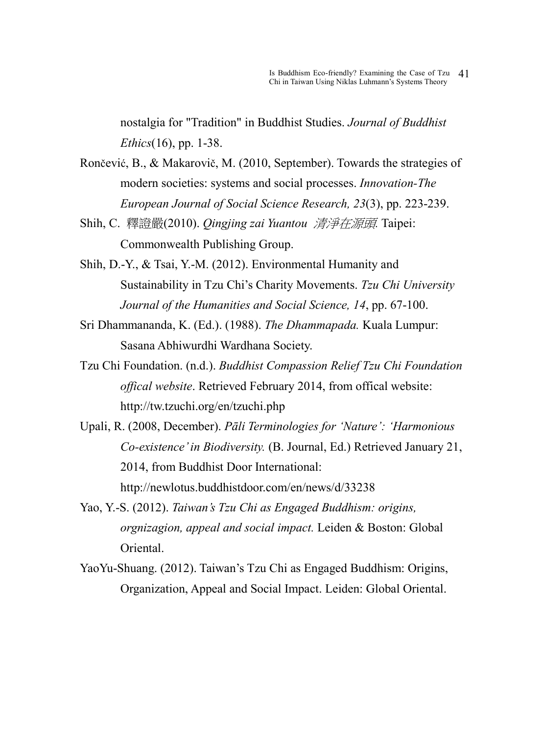nostalgia for "Tradition" in Buddhist Studies. *Journal of Buddhist Ethics*(16), pp. 1-38.

Rončević, B., & Makarovič, M. (2010, September). Towards the strategies of modern societies: systems and social processes. *Innovation-The European Journal of Social Science Research, 23*(3), pp. 223-239.

Shih, C. 釋證嚴(2010). *Qingjing zai Yuantou 清淨在源頭.* Taipei: Commonwealth Publishing Group.

Shih, D.-Y., & Tsai, Y.-M. (2012). Environmental Humanity and Sustainability in Tzu Chi's Charity Movements. *Tzu Chi University Journal of the Humanities and Social Science, 14*, pp. 67-100.

Sri Dhammananda, K. (Ed.). (1988). *The Dhammapada.* Kuala Lumpur: Sasana Abhiwurdhi Wardhana Society.

Tzu Chi Foundation. (n.d.). *Buddhist Compassion Relief Tzu Chi Foundation offical website*. Retrieved February 2014, from offical website: http://tw.tzuchi.org/en/tzuchi.php

Upali, R. (2008, December). *Pāli Terminologies for 'Nature': 'Harmonious Co-existence' in Biodiversity.* (B. Journal, Ed.) Retrieved January 21, 2014, from Buddhist Door International: http://newlotus.buddhistdoor.com/en/news/d/33238

Yao, Y.-S. (2012). *Taiwan's Tzu Chi as Engaged Buddhism: origins, orgnizagion, appeal and social impact.* Leiden & Boston: Global Oriental.

YaoYu-Shuang. (2012). Taiwan's Tzu Chi as Engaged Buddhism: Origins, Organization, Appeal and Social Impact. Leiden: Global Oriental.